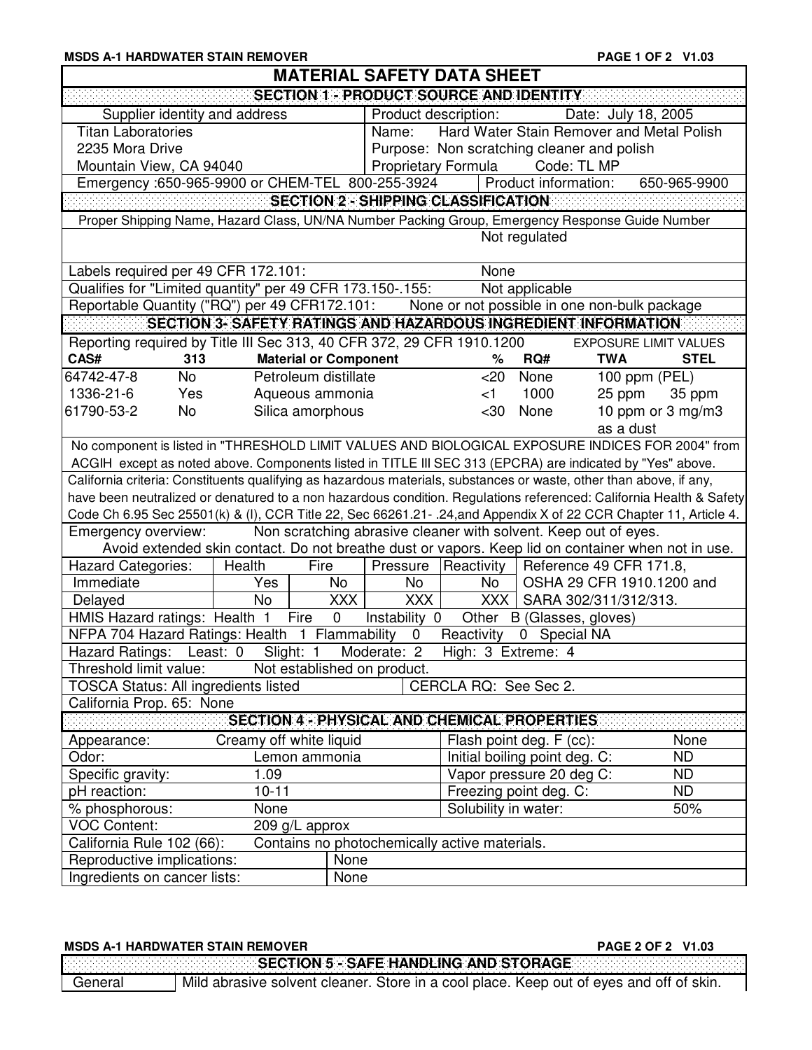# MATERIAL SAFETY DATA SHEET

## SECTION 1 - PRODUCT SOURCE AND IDENTITY

| Supplier identity and address | Product description: Date: July 18, 2005 |
|---|---|
| Titan Laboratories | Name: Hard Water Stain Remover and Metal Polish |
| 2235 Mora Drive | Purpose: Non scratching cleaner and polish |
| Mountain View, CA 94040 | Proprietary Formula Code: TL MP |
| Emergency :650-965-9900 or CHEM-TEL 800-255-3924 | Product information: 650-965-9900 |

## SECTION 2 - SHIPPING CLASSIFICATION

Proper Shipping Name, Hazard Class, UN/NA Number Packing Group, Emergency Response Guide Number

Not regulated

| | |
|---|---|
| Labels required per 49 CFR 172.101: | None |
| Qualifies for "Limited quantity" per 49 CFR 173.150-.155: | Not applicable |
| Reportable Quantity ("RQ") per 49 CFR172.101: | None or not possible in one non-bulk package |

## SECTION 3- SAFETY RATINGS AND HAZARDOUS INGREDIENT INFORMATION

Reporting required by Title III Sec 313, 40 CFR 372, 29 CFR 1910.1200 — EXPOSURE LIMIT VALUES

| CAS# | 313 | Material or Component | % | RQ# | TWA | STEL |
|---|---|---|---|---|---|---|
| 64742-47-8 | No | Petroleum distillate | <20 | None | 100 ppm (PEL) | |
| 1336-21-6 | Yes | Aqueous ammonia | <1 | 1000 | 25 ppm | 35 ppm |
| 61790-53-2 | No | Silica amorphous | <30 | None | 10 ppm or 3 mg/m3 as a dust | |

No component is listed in "THRESHOLD LIMIT VALUES AND BIOLOGICAL EXPOSURE INDICES FOR 2004" from ACGIH except as noted above. Components listed in TITLE III SEC 313 (EPCRA) are indicated by "Yes" above.

California criteria: Constituents qualifying as hazardous materials, substances or waste, other than above, if any, have been neutralized or denatured to a non hazardous condition. Regulations referenced: California Health & Safety Code Ch 6.95 Sec 25501(k) & (l), CCR Title 22, Sec 66261.21- .24,and Appendix X of 22 CCR Chapter 11, Article 4.

Emergency overview: Non scratching abrasive cleaner with solvent. Keep out of eyes. Avoid extended skin contact. Do not breathe dust or vapors. Keep lid on container when not in use.

| Hazard Categories: | Health | Fire | Pressure | Reactivity | Reference 49 CFR 171.8, OSHA 29 CFR 1910.1200 and SARA 302/311/312/313. |
|---|---|---|---|---|---|
| Immediate | Yes | No | No | No | |
| Delayed | No | XXX | XXX | XXX | |

HMIS Hazard ratings: Health 1 Fire 0 Instability 0 Other B (Glasses, gloves)

NFPA 704 Hazard Ratings: Health 1 Flammability 0 Reactivity 0 Special NA

Hazard Ratings: Least: 0 Slight: 1 Moderate: 2 High: 3 Extreme: 4

Threshold limit value: Not established on product.

TOSCA Status: All ingredients listed — CERCLA RQ: See Sec 2.

California Prop. 65: None

## SECTION 4 - PHYSICAL AND CHEMICAL PROPERTIES

| | | | |
|---|---|---|---|
| Appearance: | Creamy off white liquid | Flash point deg. F (cc): | None |
| Odor: | Lemon ammonia | Initial boiling point deg. C: | ND |
| Specific gravity: | 1.09 | Vapor pressure 20 deg C: | ND |
| pH reaction: | 10-11 | Freezing point deg. C: | ND |
| % phosphorous: | None | Solubility in water: | 50% |
| VOC Content: | 209 g/L approx | | |

California Rule 102 (66): Contains no photochemically active materials.

Reproductive implications: None

Ingredients on cancer lists: None

## SECTION 5 - SAFE HANDLING AND STORAGE

| | |
|---|---|
| General | Mild abrasive solvent cleaner. Store in a cool place. Keep out of eyes and off of skin. |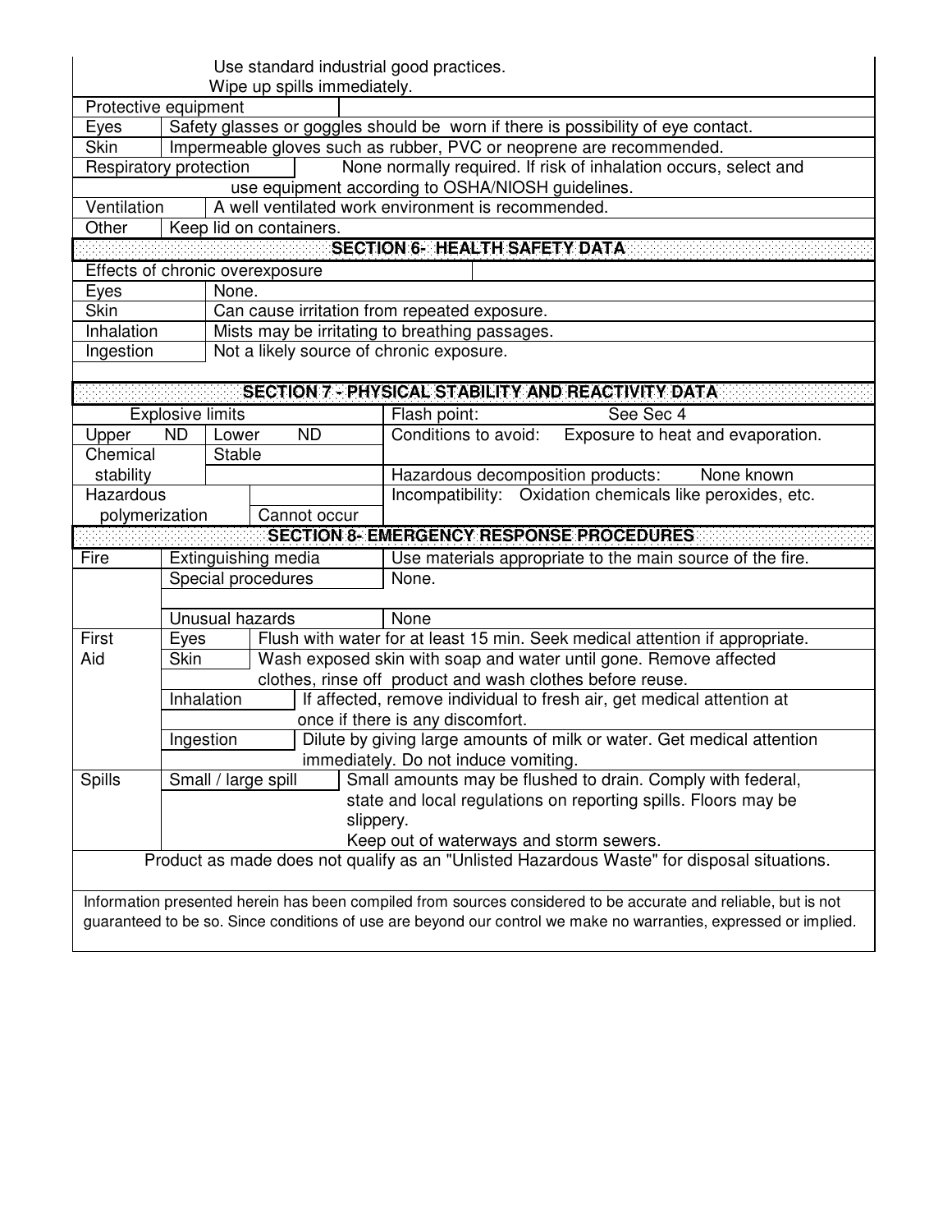Use standard industrial good practices.
Wipe up spills immediately.

| Protective equipment | |
|---|---|
| Eyes | Safety glasses or goggles should be worn if there is possibility of eye contact. |
| Skin | Impermeable gloves such as rubber, PVC or neoprene are recommended. |
| Respiratory protection | None normally required. If risk of inhalation occurs, select and use equipment according to OSHA/NIOSH guidelines. |
| Ventilation | A well ventilated work environment is recommended. |
| Other | Keep lid on containers. |

## SECTION 6- HEALTH SAFETY DATA

| Effects of chronic overexposure | |
|---|---|
| Eyes | None. |
| Skin | Can cause irritation from repeated exposure. |
| Inhalation | Mists may be irritating to breathing passages. |
| Ingestion | Not a likely source of chronic exposure. |

## SECTION 7 - PHYSICAL STABILITY AND REACTIVITY DATA

| Explosive limits | | | | |
|---|---|---|---|---|
| Upper | ND | Lower | ND | Flash point: See Sec 4 |
| | | | | Conditions to avoid: Exposure to heat and evaporation. |
| Chemical stability | | Stable | | Hazardous decomposition products: None known |
| Hazardous polymerization | | Cannot occur | | Incompatibility: Oxidation chemicals like peroxides, etc. |

## SECTION 8- EMERGENCY RESPONSE PROCEDURES

| | | |
|---|---|---|
| Fire | Extinguishing media | Use materials appropriate to the main source of the fire. |
| | Special procedures | None. |
| | Unusual hazards | None |
| First Aid | Eyes | Flush with water for at least 15 min. Seek medical attention if appropriate. |
| | Skin | Wash exposed skin with soap and water until gone. Remove affected clothes, rinse off product and wash clothes before reuse. |
| | Inhalation | If affected, remove individual to fresh air, get medical attention at once if there is any discomfort. |
| | Ingestion | Dilute by giving large amounts of milk or water. Get medical attention immediately. Do not induce vomiting. |
| Spills | Small / large spill | Small amounts may be flushed to drain. Comply with federal, state and local regulations on reporting spills. Floors may be slippery. Keep out of waterways and storm sewers. |

Product as made does not qualify as an "Unlisted Hazardous Waste" for disposal situations.

Information presented herein has been compiled from sources considered to be accurate and reliable, but is not guaranteed to be so. Since conditions of use are beyond our control we make no warranties, expressed or implied.